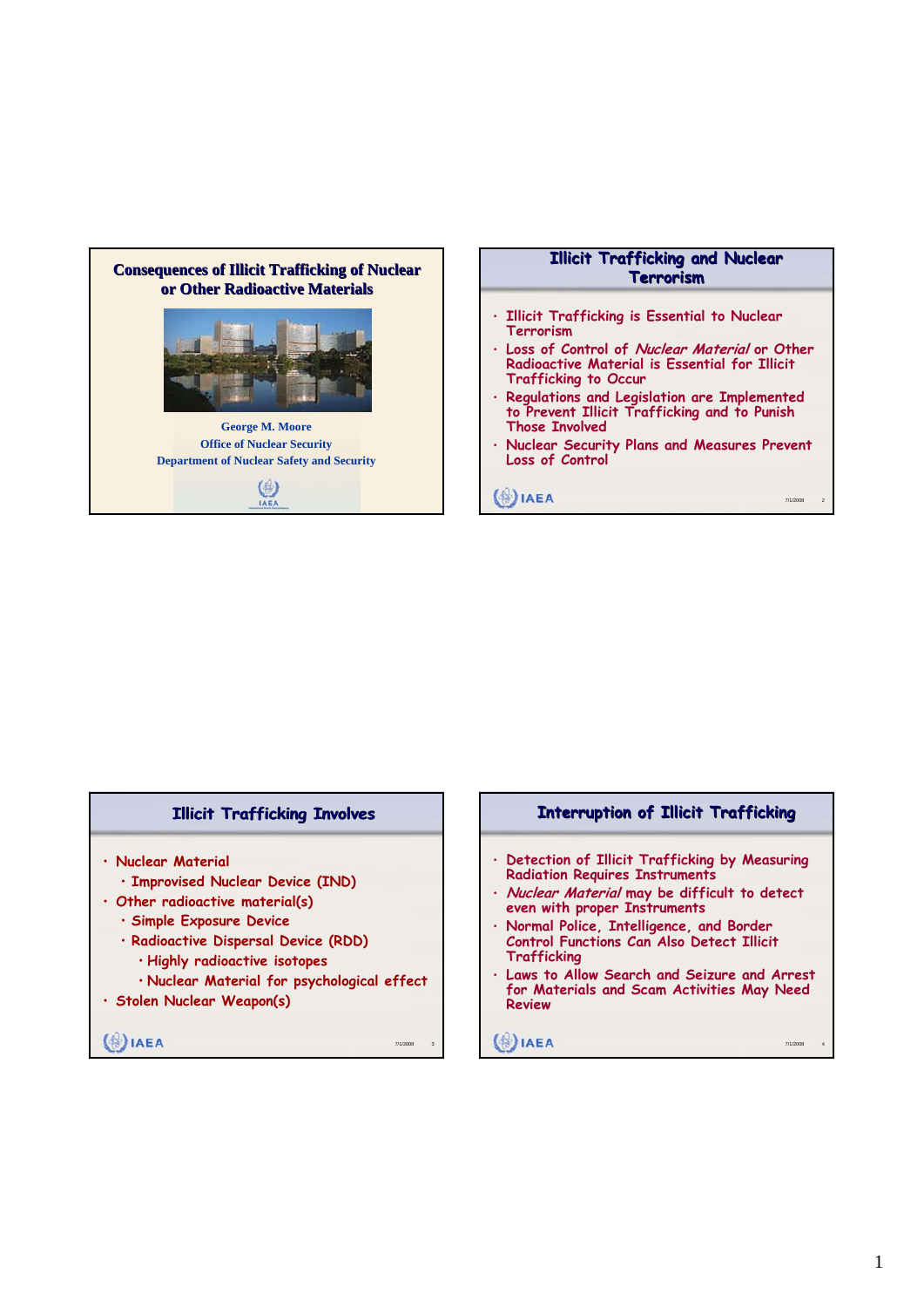# Consequences of Illicit Trafficking of Nuclear or Other Radioactive Materials

George M. Moore
Office of Nuclear Security
Department of Nuclear Safety and Security

## Illicit Trafficking and Nuclear Terrorism

- Illicit Trafficking is Essential to Nuclear Terrorism
- Loss of Control of *Nuclear Material* or Other Radioactive Material is Essential for Illicit Trafficking to Occur
- Regulations and Legislation are Implemented to Prevent Illicit Trafficking and to Punish Those Involved
- Nuclear Security Plans and Measures Prevent Loss of Control

## Illicit Trafficking Involves

- Nuclear Material
  - Improvised Nuclear Device (IND)
- Other radioactive material(s)
  - Simple Exposure Device
  - Radioactive Dispersal Device (RDD)
    - Highly radioactive isotopes
    - Nuclear Material for psychological effect
- Stolen Nuclear Weapon(s)

## Interruption of Illicit Trafficking

- Detection of Illicit Trafficking by Measuring Radiation Requires Instruments
- *Nuclear Material* may be difficult to detect even with proper Instruments
- Normal Police, Intelligence, and Border Control Functions Can Also Detect Illicit Trafficking
- Laws to Allow Search and Seizure and Arrest for Materials and Scam Activities May Need Review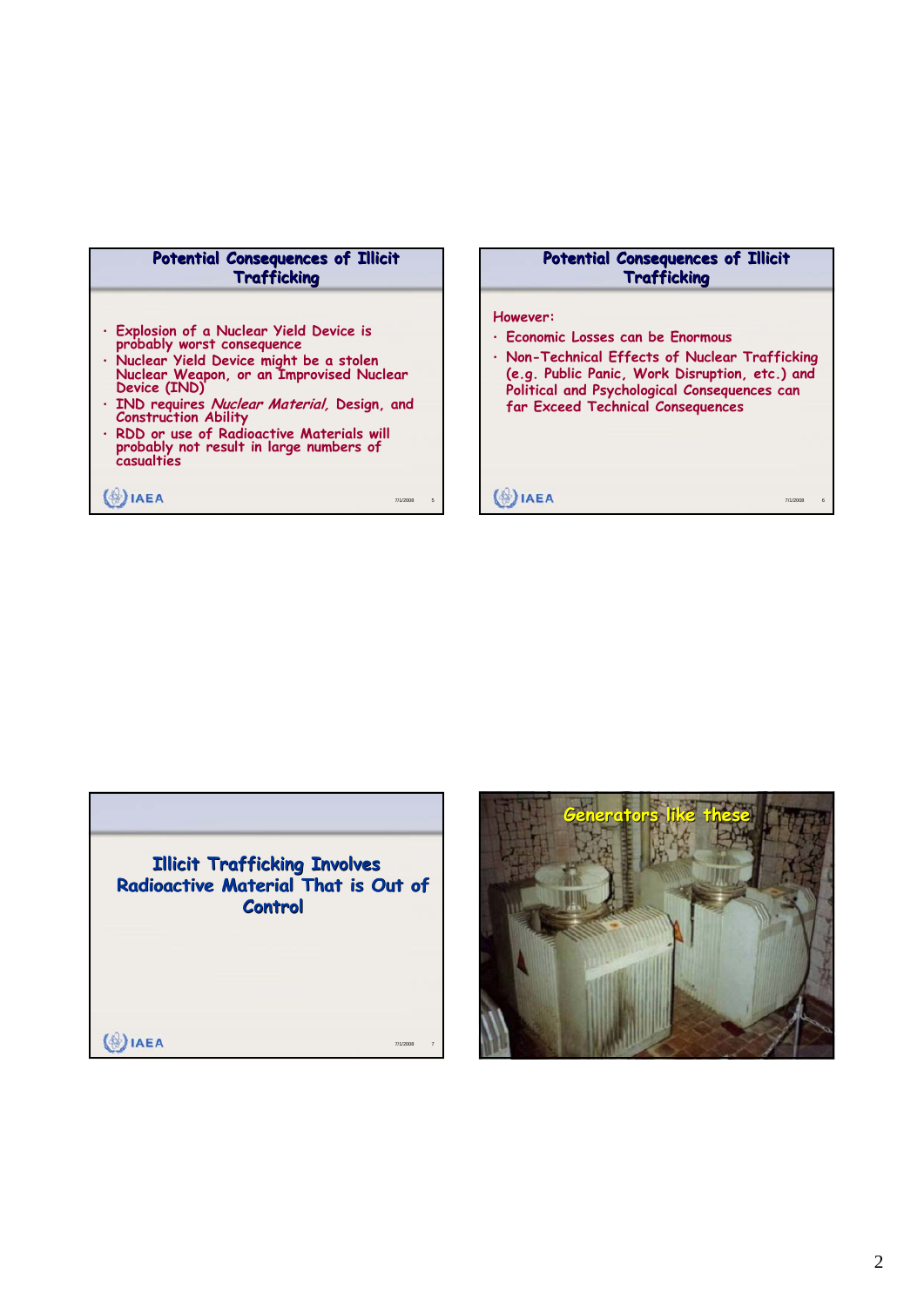## Potential Consequences of Illicit Trafficking

- Explosion of a Nuclear Yield Device is probably worst consequence
- Nuclear Yield Device might be a stolen Nuclear Weapon, or an Improvised Nuclear Device (IND)
- IND requires *Nuclear Material,* Design, and Construction Ability
- RDD or use of Radioactive Materials will probably not result in large numbers of casualties

## Potential Consequences of Illicit Trafficking

However:

- Economic Losses can be Enormous
- Non-Technical Effects of Nuclear Trafficking (e.g. Public Panic, Work Disruption, etc.) and Political and Psychological Consequences can far Exceed Technical Consequences

## Illicit Trafficking Involves Radioactive Material That is Out of Control

Generators like these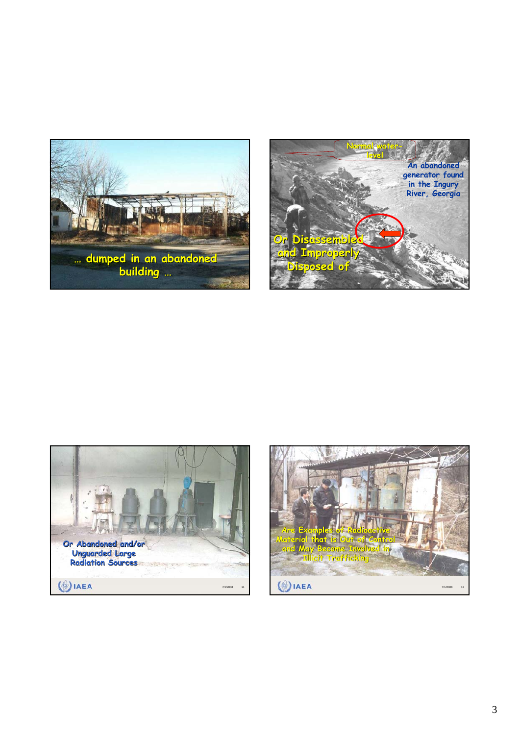… dumped in an abandoned building …

Normal water-level

An abandoned generator found in the Ingury River, Georgia

Or Disassembled and Improperly Disposed of

Or Abandoned and/or Unguarded Large Radiation Sources

Are Examples of Radioactive Material that is Out of Control and May Become Involved in Illicit Trafficking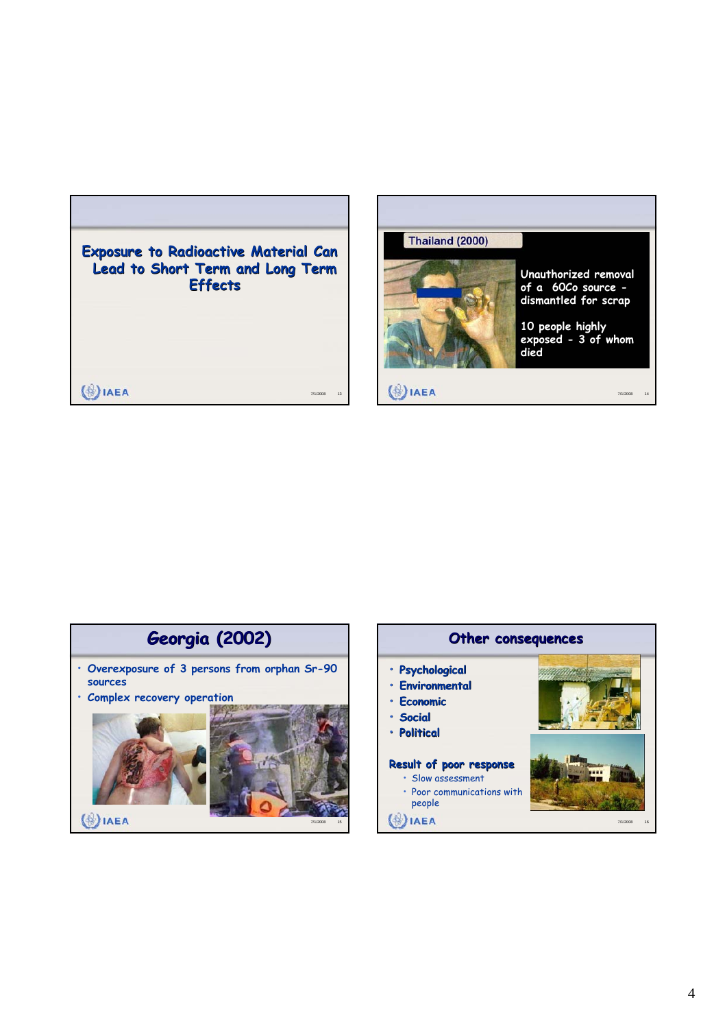## Exposure to Radioactive Material Can Lead to Short Term and Long Term Effects

## Thailand (2000)

Unauthorized removal of a 60Co source - dismantled for scrap

10 people highly exposed - 3 of whom died

## Georgia (2002)

- Overexposure of 3 persons from orphan Sr-90 sources
- Complex recovery operation

## Other consequences

- **Psychological**
- **Environmental**
- **Economic**
- **Social**
- **Political**

**Result of poor response**

- Slow assessment
- Poor communications with people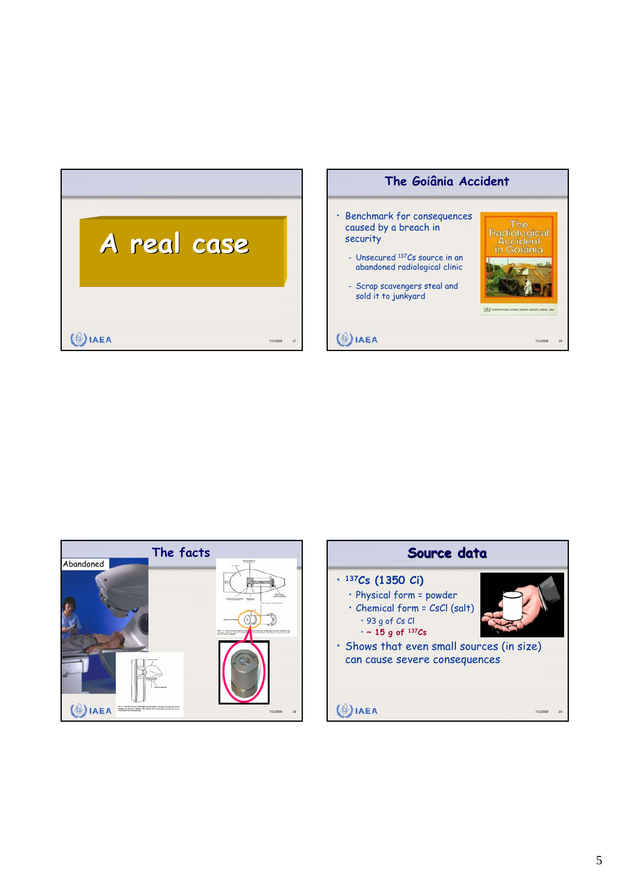# A real case

## The Goiânia Accident

- Benchmark for consequences caused by a breach in security
  - Unsecured $^{137}Cs$ source in an abandoned radiological clinic
  - Scrap scavengers steal and sold it to junkyard

## The facts

Abandoned

## Source data

- $^{137}Cs$ (1350 Ci)
  - Physical form = powder
  - Chemical form = CsCl (salt)
    - 93 g of Cs Cl
    - ~ 15 g of $^{137}Cs$
- Shows that even small sources (in size) can cause severe consequences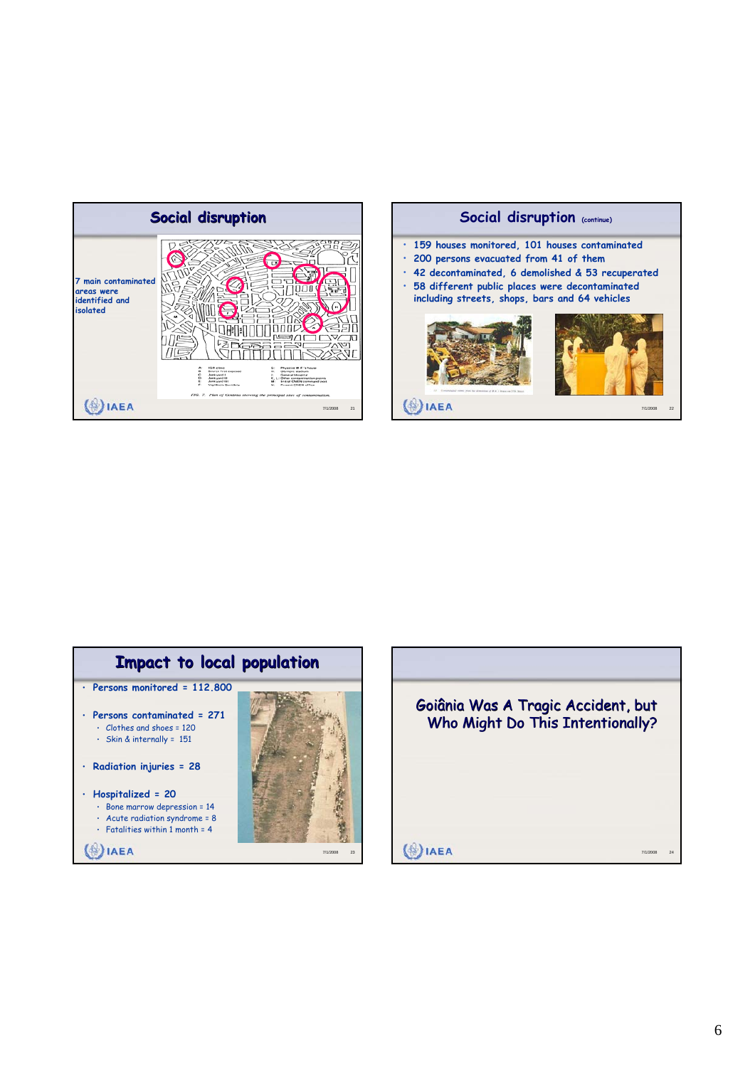## Social disruption

7 main contaminated areas were identified and isolated

## Social disruption (continue)

- 159 houses monitored, 101 houses contaminated
- 200 persons evacuated from 41 of them
- 42 decontaminated, 6 demolished & 53 recuperated
- 58 different public places were decontaminated including streets, shops, bars and 64 vehicles

## Impact to local population

- Persons monitored = 112.800
- Persons contaminated = 271
  - Clothes and shoes = 120
  - Skin & internally = 151
- Radiation injuries = 28
- Hospitalized = 20
  - Bone marrow depression = 14
  - Acute radiation syndrome = 8
  - Fatalities within 1 month = 4

## Goiânia Was A Tragic Accident, but Who Might Do This Intentionally?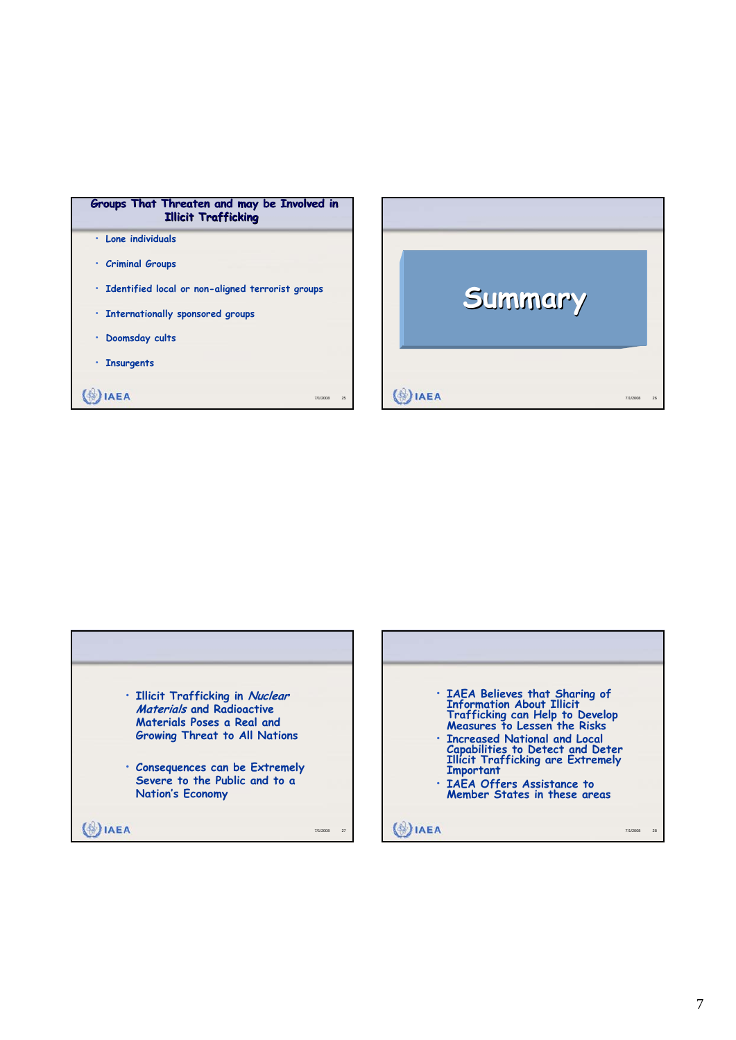## Groups That Threaten and may be Involved in Illicit Trafficking

- Lone individuals
- Criminal Groups
- Identified local or non-aligned terrorist groups
- Internationally sponsored groups
- Doomsday cults
- Insurgents

## Summary

- Illicit Trafficking in *Nuclear Materials* and Radioactive Materials Poses a Real and Growing Threat to All Nations
- Consequences can be Extremely Severe to the Public and to a Nation's Economy

- IAEA Believes that Sharing of Information About Illicit Trafficking can Help to Develop Measures to Lessen the Risks
- Increased National and Local Capabilities to Detect and Deter Illicit Trafficking are Extremely Important
- IAEA Offers Assistance to Member States in these areas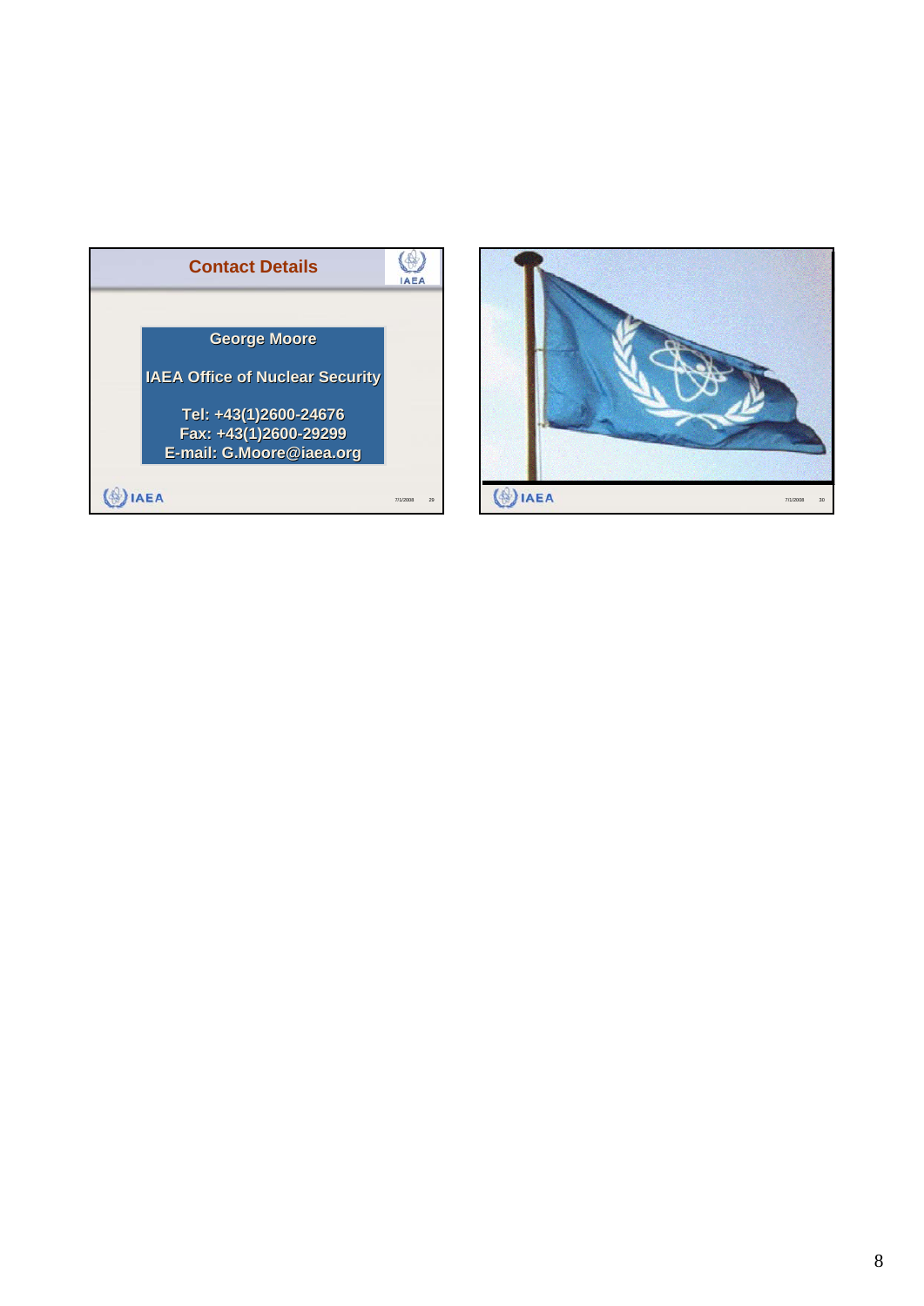## Contact Details

**George Moore**

**IAEA Office of Nuclear Security**

**Tel: +43(1)2600-24676**
**Fax: +43(1)2600-29299**
**E-mail: G.Moore@iaea.org**